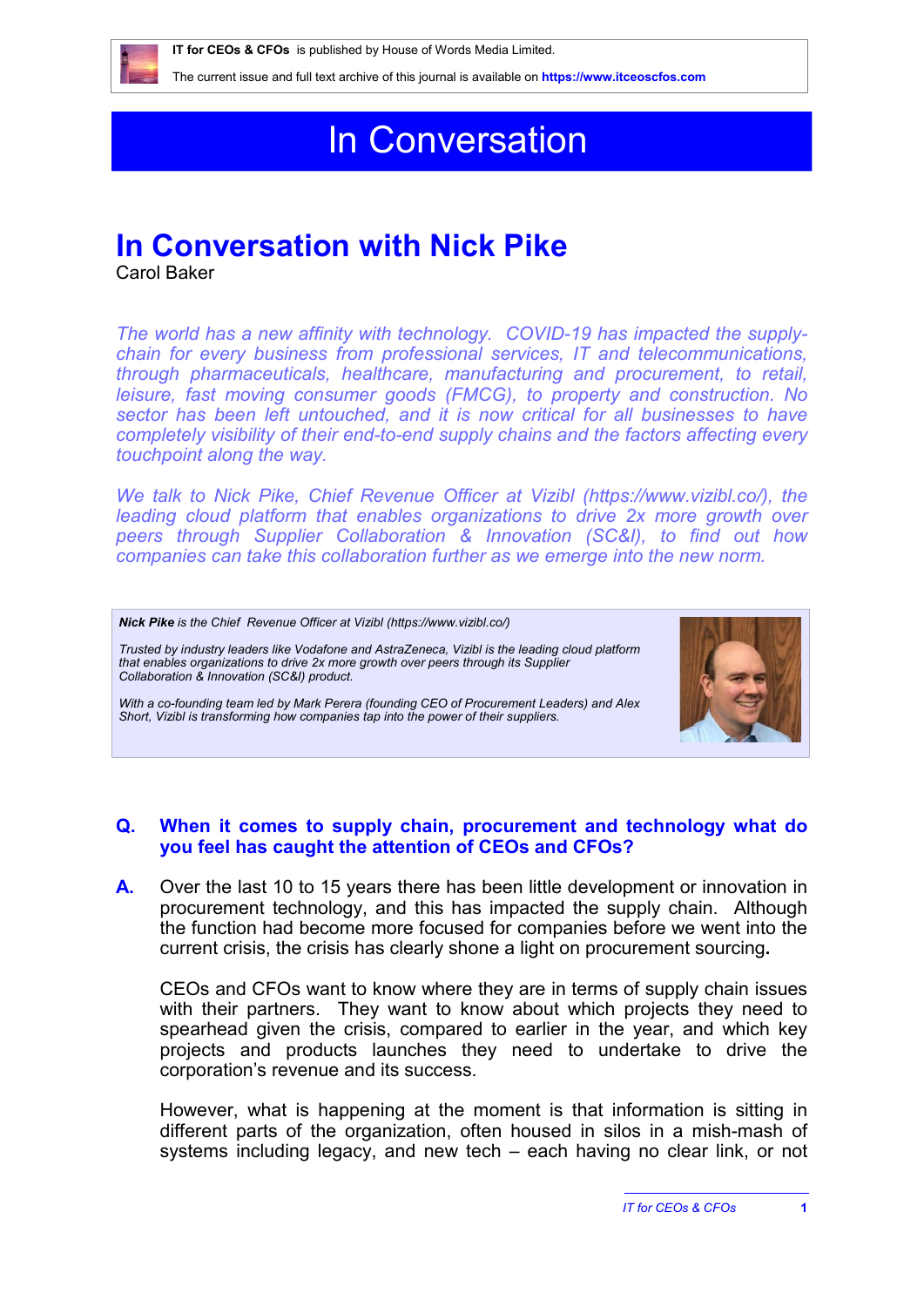IT for CEOs & CFOs is published by House of Words Media Limited.

The current issue and full text archive of this journal is available on **https://www.itceoscfos.com**

# In Conversation

## In Conversation with Nick Pike

Carol Baker

*The world has a new affinity with technology. COVID-19 has impacted the supply-chain for every business from professional services, IT and telecommunications, through pharmaceuticals, healthcare, manufacturing and procurement, to retail, leisure, fast moving consumer goods (FMCG), to property and construction. No sector has been left untouched, and it is now critical for all businesses to have completely visibility of their end-to-end supply chains and the factors affecting every touchpoint along the way.*

*We talk to Nick Pike, Chief Revenue Officer at Vizibl (https://www.vizibl.co/), the leading cloud platform that enables organizations to drive 2x more growth over peers through Supplier Collaboration & Innovation (SC&I), to find out how companies can take this collaboration further as we emerge into the new norm.*

***Nick Pike** is the Chief Revenue Officer at Vizibl (https://www.vizibl.co/)*

*Trusted by industry leaders like Vodafone and AstraZeneca, Vizibl is the leading cloud platform that enables organizations to drive 2x more growth over peers through its Supplier Collaboration & Innovation (SC&I) product.*

*With a co-founding team led by Mark Perera (founding CEO of Procurement Leaders) and Alex Short, Vizibl is transforming how companies tap into the power of their suppliers.*

**Q. When it comes to supply chain, procurement and technology what do you feel has caught the attention of CEOs and CFOs?**

**A.** Over the last 10 to 15 years there has been little development or innovation in procurement technology, and this has impacted the supply chain. Although the function had become more focused for companies before we went into the current crisis, the crisis has clearly shone a light on procurement sourcing**.**

CEOs and CFOs want to know where they are in terms of supply chain issues with their partners. They want to know about which projects they need to spearhead given the crisis, compared to earlier in the year, and which key projects and products launches they need to undertake to drive the corporation's revenue and its success.

However, what is happening at the moment is that information is sitting in different parts of the organization, often housed in silos in a mish-mash of systems including legacy, and new tech – each having no clear link, or not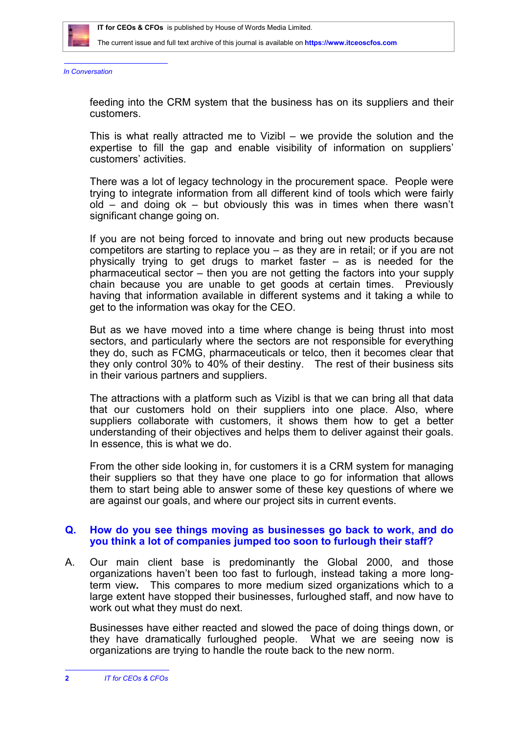feeding into the CRM system that the business has on its suppliers and their customers.

This is what really attracted me to Vizibl – we provide the solution and the expertise to fill the gap and enable visibility of information on suppliers' customers' activities.

There was a lot of legacy technology in the procurement space. People were trying to integrate information from all different kind of tools which were fairly old – and doing ok – but obviously this was in times when there wasn't significant change going on.

If you are not being forced to innovate and bring out new products because competitors are starting to replace you – as they are in retail; or if you are not physically trying to get drugs to market faster – as is needed for the pharmaceutical sector – then you are not getting the factors into your supply chain because you are unable to get goods at certain times. Previously having that information available in different systems and it taking a while to get to the information was okay for the CEO.

But as we have moved into a time where change is being thrust into most sectors, and particularly where the sectors are not responsible for everything they do, such as FCMG, pharmaceuticals or telco, then it becomes clear that they only control 30% to 40% of their destiny. The rest of their business sits in their various partners and suppliers.

The attractions with a platform such as Vizibl is that we can bring all that data that our customers hold on their suppliers into one place. Also, where suppliers collaborate with customers, it shows them how to get a better understanding of their objectives and helps them to deliver against their goals. In essence, this is what we do.

From the other side looking in, for customers it is a CRM system for managing their suppliers so that they have one place to go for information that allows them to start being able to answer some of these key questions of where we are against our goals, and where our project sits in current events.

**Q. How do you see things moving as businesses go back to work, and do you think a lot of companies jumped too soon to furlough their staff?**

A. Our main client base is predominantly the Global 2000, and those organizations haven't been too fast to furlough, instead taking a more long-term view. This compares to more medium sized organizations which to a large extent have stopped their businesses, furloughed staff, and now have to work out what they must do next.

Businesses have either reacted and slowed the pace of doing things down, or they have dramatically furloughed people. What we are seeing now is organizations are trying to handle the route back to the new norm.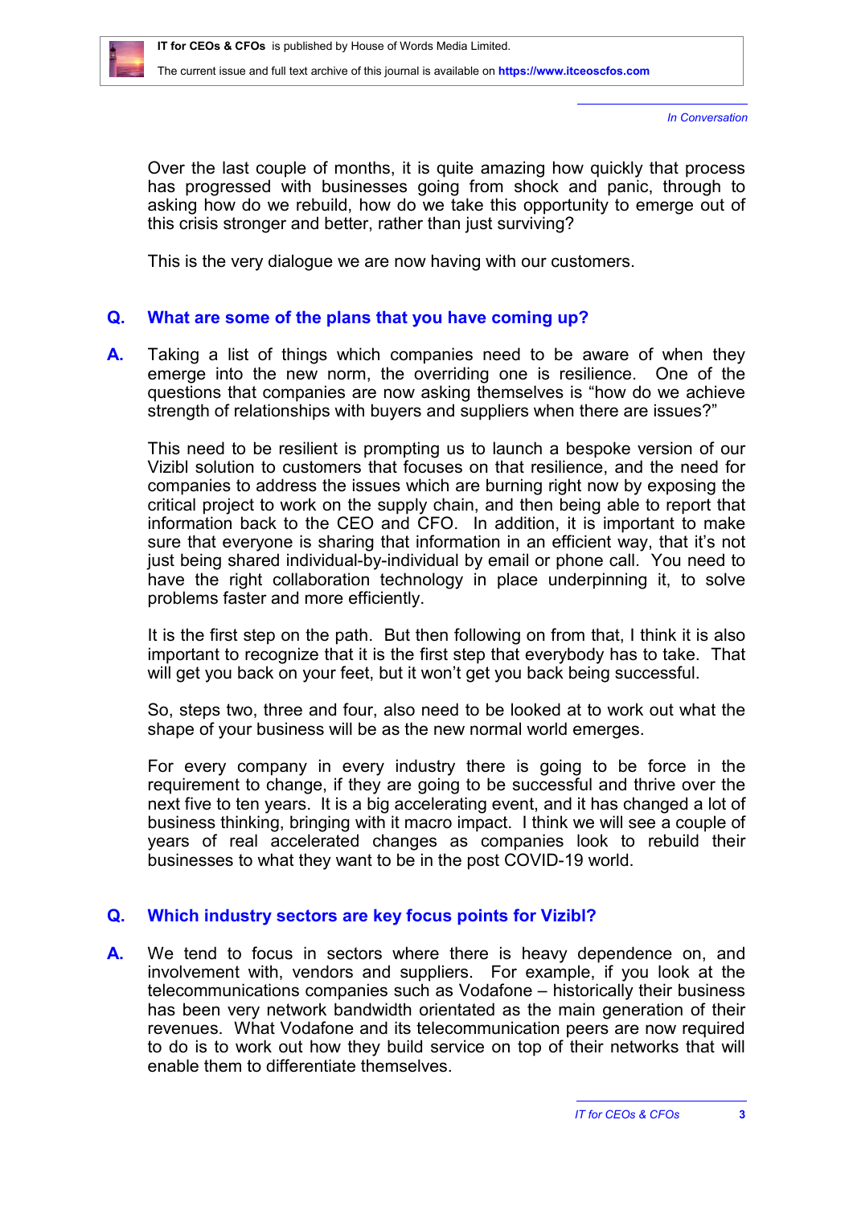Over the last couple of months, it is quite amazing how quickly that process has progressed with businesses going from shock and panic, through to asking how do we rebuild, how do we take this opportunity to emerge out of this crisis stronger and better, rather than just surviving?

This is the very dialogue we are now having with our customers.

**Q. What are some of the plans that you have coming up?**

**A.** Taking a list of things which companies need to be aware of when they emerge into the new norm, the overriding one is resilience. One of the questions that companies are now asking themselves is "how do we achieve strength of relationships with buyers and suppliers when there are issues?"

This need to be resilient is prompting us to launch a bespoke version of our Vizibl solution to customers that focuses on that resilience, and the need for companies to address the issues which are burning right now by exposing the critical project to work on the supply chain, and then being able to report that information back to the CEO and CFO. In addition, it is important to make sure that everyone is sharing that information in an efficient way, that it's not just being shared individual-by-individual by email or phone call. You need to have the right collaboration technology in place underpinning it, to solve problems faster and more efficiently.

It is the first step on the path. But then following on from that, I think it is also important to recognize that it is the first step that everybody has to take. That will get you back on your feet, but it won't get you back being successful.

So, steps two, three and four, also need to be looked at to work out what the shape of your business will be as the new normal world emerges.

For every company in every industry there is going to be force in the requirement to change, if they are going to be successful and thrive over the next five to ten years. It is a big accelerating event, and it has changed a lot of business thinking, bringing with it macro impact. I think we will see a couple of years of real accelerated changes as companies look to rebuild their businesses to what they want to be in the post COVID-19 world.

**Q. Which industry sectors are key focus points for Vizibl?**

**A.** We tend to focus in sectors where there is heavy dependence on, and involvement with, vendors and suppliers. For example, if you look at the telecommunications companies such as Vodafone – historically their business has been very network bandwidth orientated as the main generation of their revenues. What Vodafone and its telecommunication peers are now required to do is to work out how they build service on top of their networks that will enable them to differentiate themselves.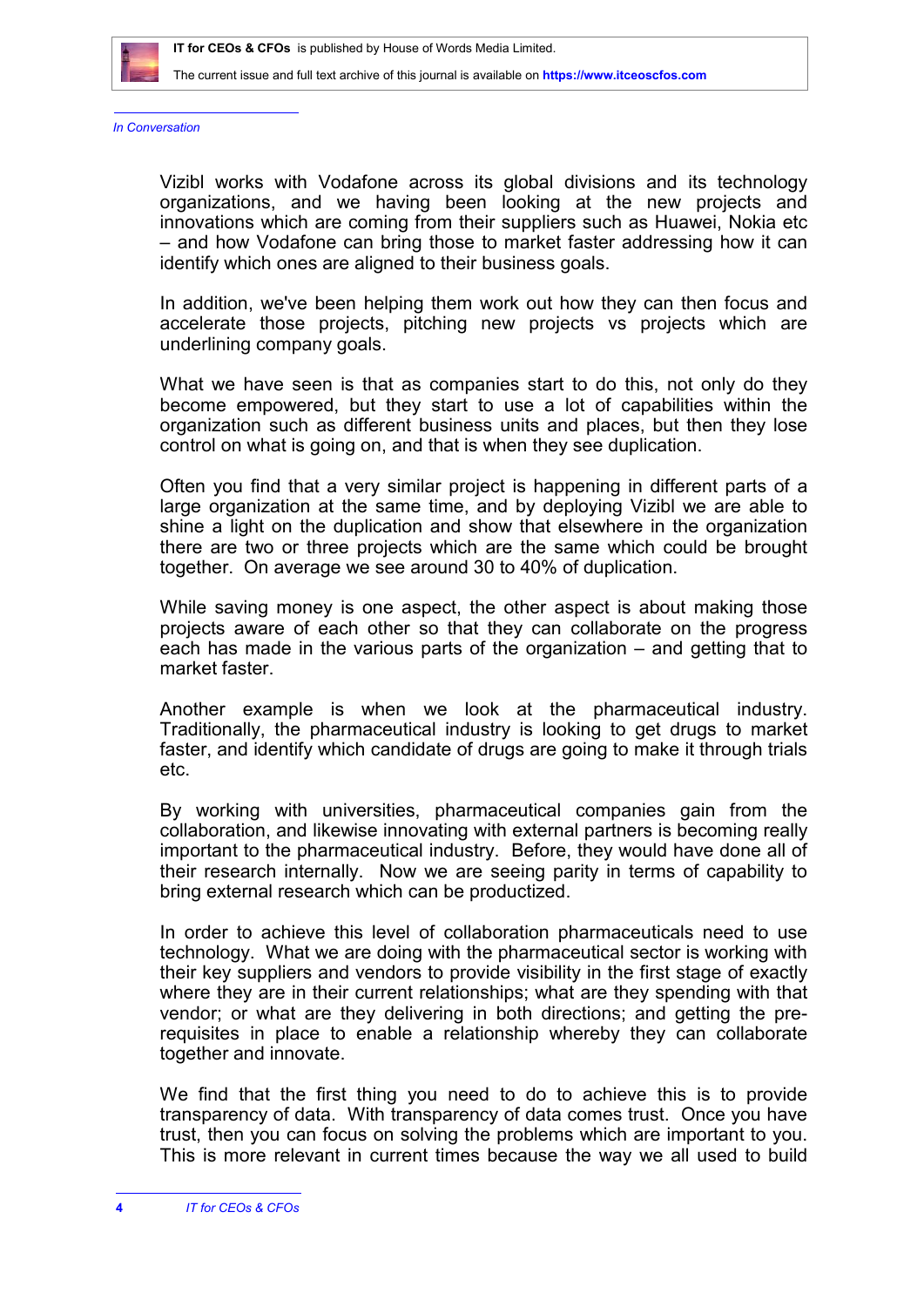*In Conversation*

Vizibl works with Vodafone across its global divisions and its technology organizations, and we having been looking at the new projects and innovations which are coming from their suppliers such as Huawei, Nokia etc – and how Vodafone can bring those to market faster addressing how it can identify which ones are aligned to their business goals.

In addition, we've been helping them work out how they can then focus and accelerate those projects, pitching new projects vs projects which are underlining company goals.

What we have seen is that as companies start to do this, not only do they become empowered, but they start to use a lot of capabilities within the organization such as different business units and places, but then they lose control on what is going on, and that is when they see duplication.

Often you find that a very similar project is happening in different parts of a large organization at the same time, and by deploying Vizibl we are able to shine a light on the duplication and show that elsewhere in the organization there are two or three projects which are the same which could be brought together. On average we see around 30 to 40% of duplication.

While saving money is one aspect, the other aspect is about making those projects aware of each other so that they can collaborate on the progress each has made in the various parts of the organization – and getting that to market faster.

Another example is when we look at the pharmaceutical industry. Traditionally, the pharmaceutical industry is looking to get drugs to market faster, and identify which candidate of drugs are going to make it through trials etc.

By working with universities, pharmaceutical companies gain from the collaboration, and likewise innovating with external partners is becoming really important to the pharmaceutical industry. Before, they would have done all of their research internally. Now we are seeing parity in terms of capability to bring external research which can be productized.

In order to achieve this level of collaboration pharmaceuticals need to use technology. What we are doing with the pharmaceutical sector is working with their key suppliers and vendors to provide visibility in the first stage of exactly where they are in their current relationships; what are they spending with that vendor; or what are they delivering in both directions; and getting the pre-requisites in place to enable a relationship whereby they can collaborate together and innovate.

We find that the first thing you need to do to achieve this is to provide transparency of data. With transparency of data comes trust. Once you have trust, then you can focus on solving the problems which are important to you. This is more relevant in current times because the way we all used to build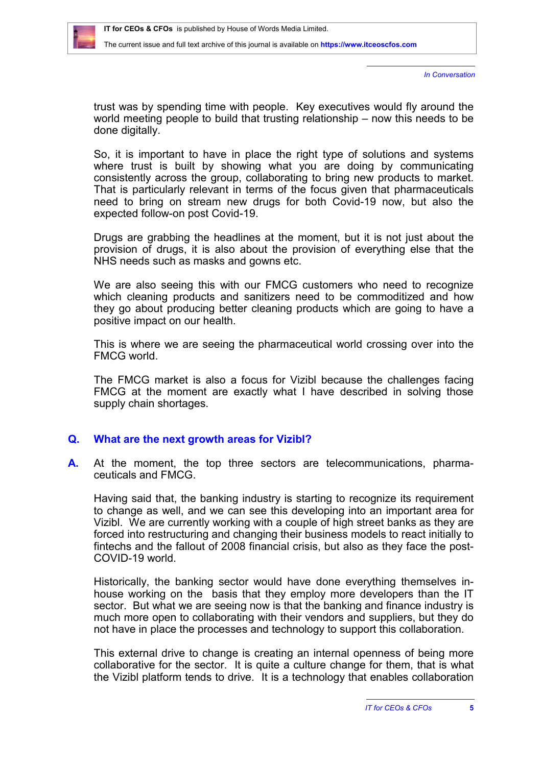trust was by spending time with people. Key executives would fly around the world meeting people to build that trusting relationship – now this needs to be done digitally.

So, it is important to have in place the right type of solutions and systems where trust is built by showing what you are doing by communicating consistently across the group, collaborating to bring new products to market. That is particularly relevant in terms of the focus given that pharmaceuticals need to bring on stream new drugs for both Covid-19 now, but also the expected follow-on post Covid-19.

Drugs are grabbing the headlines at the moment, but it is not just about the provision of drugs, it is also about the provision of everything else that the NHS needs such as masks and gowns etc.

We are also seeing this with our FMCG customers who need to recognize which cleaning products and sanitizers need to be commoditized and how they go about producing better cleaning products which are going to have a positive impact on our health.

This is where we are seeing the pharmaceutical world crossing over into the FMCG world.

The FMCG market is also a focus for Vizibl because the challenges facing FMCG at the moment are exactly what I have described in solving those supply chain shortages.

**Q. What are the next growth areas for Vizibl?**

**A.** At the moment, the top three sectors are telecommunications, pharmaceuticals and FMCG.

Having said that, the banking industry is starting to recognize its requirement to change as well, and we can see this developing into an important area for Vizibl. We are currently working with a couple of high street banks as they are forced into restructuring and changing their business models to react initially to fintechs and the fallout of 2008 financial crisis, but also as they face the post-COVID-19 world.

Historically, the banking sector would have done everything themselves in-house working on the basis that they employ more developers than the IT sector. But what we are seeing now is that the banking and finance industry is much more open to collaborating with their vendors and suppliers, but they do not have in place the processes and technology to support this collaboration.

This external drive to change is creating an internal openness of being more collaborative for the sector. It is quite a culture change for them, that is what the Vizibl platform tends to drive. It is a technology that enables collaboration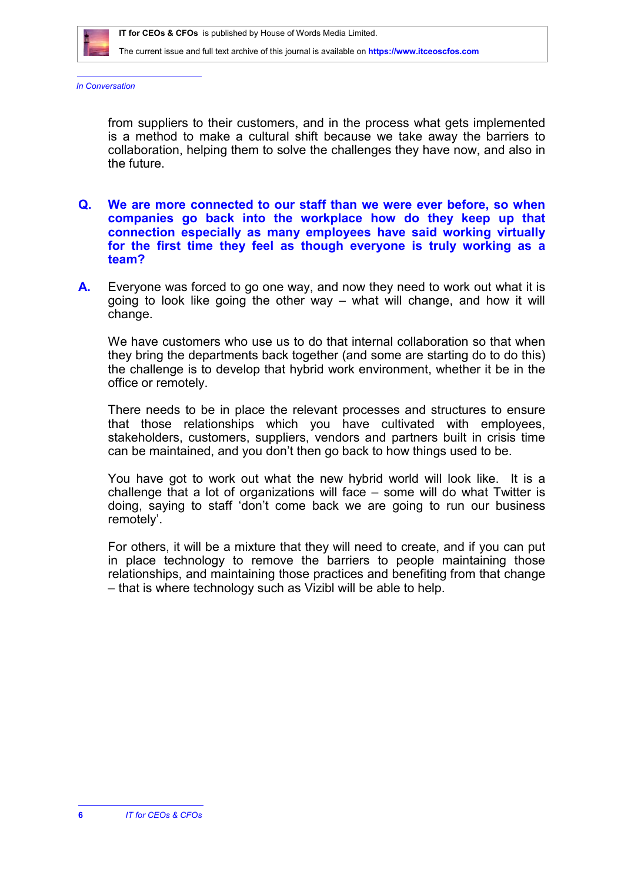from suppliers to their customers, and in the process what gets implemented is a method to make a cultural shift because we take away the barriers to collaboration, helping them to solve the challenges they have now, and also in the future.

**Q. We are more connected to our staff than we were ever before, so when companies go back into the workplace how do they keep up that connection especially as many employees have said working virtually for the first time they feel as though everyone is truly working as a team?**

**A.** Everyone was forced to go one way, and now they need to work out what it is going to look like going the other way – what will change, and how it will change.

We have customers who use us to do that internal collaboration so that when they bring the departments back together (and some are starting do to do this) the challenge is to develop that hybrid work environment, whether it be in the office or remotely.

There needs to be in place the relevant processes and structures to ensure that those relationships which you have cultivated with employees, stakeholders, customers, suppliers, vendors and partners built in crisis time can be maintained, and you don't then go back to how things used to be.

You have got to work out what the new hybrid world will look like. It is a challenge that a lot of organizations will face – some will do what Twitter is doing, saying to staff 'don't come back we are going to run our business remotely'.

For others, it will be a mixture that they will need to create, and if you can put in place technology to remove the barriers to people maintaining those relationships, and maintaining those practices and benefiting from that change – that is where technology such as Vizibl will be able to help.